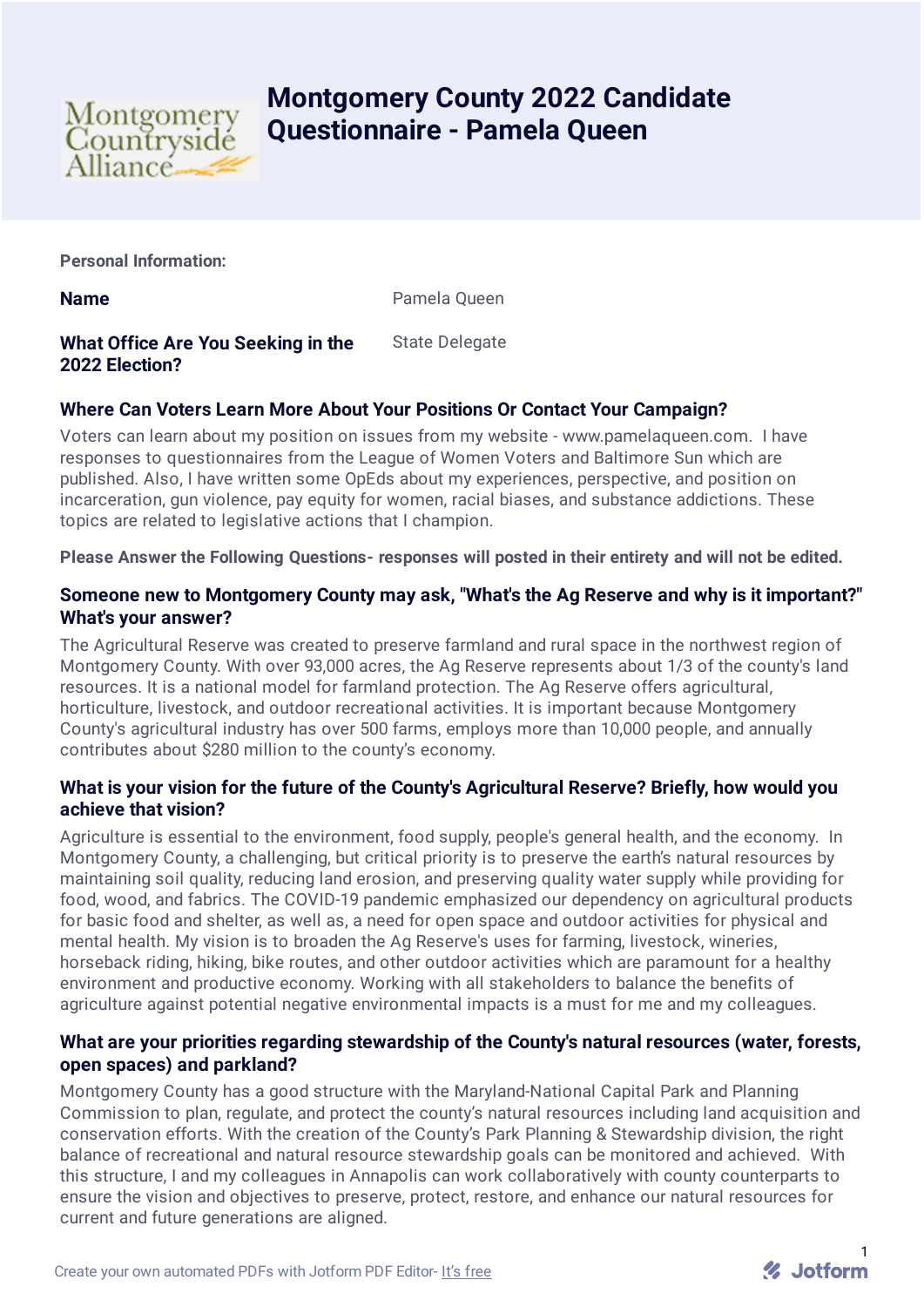# Montgomery County 2022 Candidate Questionnaire - Pamela Queen

**Personal Information:**

**Name** Pamela Queen

**What Office Are You Seeking in the 2022 Election?** State Delegate

### Where Can Voters Learn More About Your Positions Or Contact Your Campaign?

Voters can learn about my position on issues from my website - www.pamelaqueen.com. I have responses to questionnaires from the League of Women Voters and Baltimore Sun which are published. Also, I have written some OpEds about my experiences, perspective, and position on incarceration, gun violence, pay equity for women, racial biases, and substance addictions. These topics are related to legislative actions that I champion.

**Please Answer the Following Questions- responses will posted in their entirety and will not be edited.**

### Someone new to Montgomery County may ask, "What's the Ag Reserve and why is it important?" What's your answer?

The Agricultural Reserve was created to preserve farmland and rural space in the northwest region of Montgomery County. With over 93,000 acres, the Ag Reserve represents about 1/3 of the county's land resources. It is a national model for farmland protection. The Ag Reserve offers agricultural, horticulture, livestock, and outdoor recreational activities. It is important because Montgomery County's agricultural industry has over 500 farms, employs more than 10,000 people, and annually contributes about $280 million to the county's economy.

### What is your vision for the future of the County's Agricultural Reserve? Briefly, how would you achieve that vision?

Agriculture is essential to the environment, food supply, people's general health, and the economy. In Montgomery County, a challenging, but critical priority is to preserve the earth's natural resources by maintaining soil quality, reducing land erosion, and preserving quality water supply while providing for food, wood, and fabrics. The COVID-19 pandemic emphasized our dependency on agricultural products for basic food and shelter, as well as, a need for open space and outdoor activities for physical and mental health. My vision is to broaden the Ag Reserve's uses for farming, livestock, wineries, horseback riding, hiking, bike routes, and other outdoor activities which are paramount for a healthy environment and productive economy. Working with all stakeholders to balance the benefits of agriculture against potential negative environmental impacts is a must for me and my colleagues.

### What are your priorities regarding stewardship of the County's natural resources (water, forests, open spaces) and parkland?

Montgomery County has a good structure with the Maryland-National Capital Park and Planning Commission to plan, regulate, and protect the county's natural resources including land acquisition and conservation efforts. With the creation of the County's Park Planning & Stewardship division, the right balance of recreational and natural resource stewardship goals can be monitored and achieved. With this structure, I and my colleagues in Annapolis can work collaboratively with county counterparts to ensure the vision and objectives to preserve, protect, restore, and enhance our natural resources for current and future generations are aligned.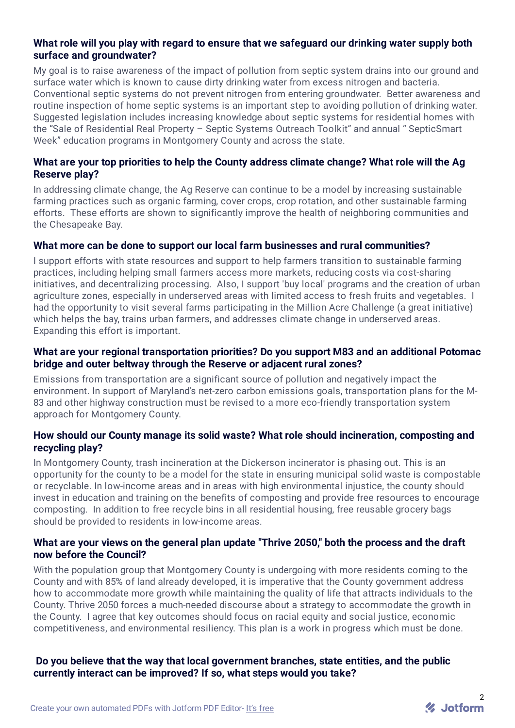**What role will you play with regard to ensure that we safeguard our drinking water supply both surface and groundwater?**

My goal is to raise awareness of the impact of pollution from septic system drains into our ground and surface water which is known to cause dirty drinking water from excess nitrogen and bacteria. Conventional septic systems do not prevent nitrogen from entering groundwater. Better awareness and routine inspection of home septic systems is an important step to avoiding pollution of drinking water. Suggested legislation includes increasing knowledge about septic systems for residential homes with the "Sale of Residential Real Property – Septic Systems Outreach Toolkit" and annual " SepticSmart Week" education programs in Montgomery County and across the state.

**What are your top priorities to help the County address climate change? What role will the Ag Reserve play?**

In addressing climate change, the Ag Reserve can continue to be a model by increasing sustainable farming practices such as organic farming, cover crops, crop rotation, and other sustainable farming efforts. These efforts are shown to significantly improve the health of neighboring communities and the Chesapeake Bay.

**What more can be done to support our local farm businesses and rural communities?**

I support efforts with state resources and support to help farmers transition to sustainable farming practices, including helping small farmers access more markets, reducing costs via cost-sharing initiatives, and decentralizing processing. Also, I support 'buy local' programs and the creation of urban agriculture zones, especially in underserved areas with limited access to fresh fruits and vegetables. I had the opportunity to visit several farms participating in the Million Acre Challenge (a great initiative) which helps the bay, trains urban farmers, and addresses climate change in underserved areas. Expanding this effort is important.

**What are your regional transportation priorities? Do you support M83 and an additional Potomac bridge and outer beltway through the Reserve or adjacent rural zones?**

Emissions from transportation are a significant source of pollution and negatively impact the environment. In support of Maryland's net-zero carbon emissions goals, transportation plans for the M-83 and other highway construction must be revised to a more eco-friendly transportation system approach for Montgomery County.

**How should our County manage its solid waste? What role should incineration, composting and recycling play?**

In Montgomery County, trash incineration at the Dickerson incinerator is phasing out. This is an opportunity for the county to be a model for the state in ensuring municipal solid waste is compostable or recyclable. In low-income areas and in areas with high environmental injustice, the county should invest in education and training on the benefits of composting and provide free resources to encourage composting. In addition to free recycle bins in all residential housing, free reusable grocery bags should be provided to residents in low-income areas.

**What are your views on the general plan update "Thrive 2050," both the process and the draft now before the Council?**

With the population group that Montgomery County is undergoing with more residents coming to the County and with 85% of land already developed, it is imperative that the County government address how to accommodate more growth while maintaining the quality of life that attracts individuals to the County. Thrive 2050 forces a much-needed discourse about a strategy to accommodate the growth in the County. I agree that key outcomes should focus on racial equity and social justice, economic competitiveness, and environmental resiliency. This plan is a work in progress which must be done.

**Do you believe that the way that local government branches, state entities, and the public currently interact can be improved? If so, what steps would you take?**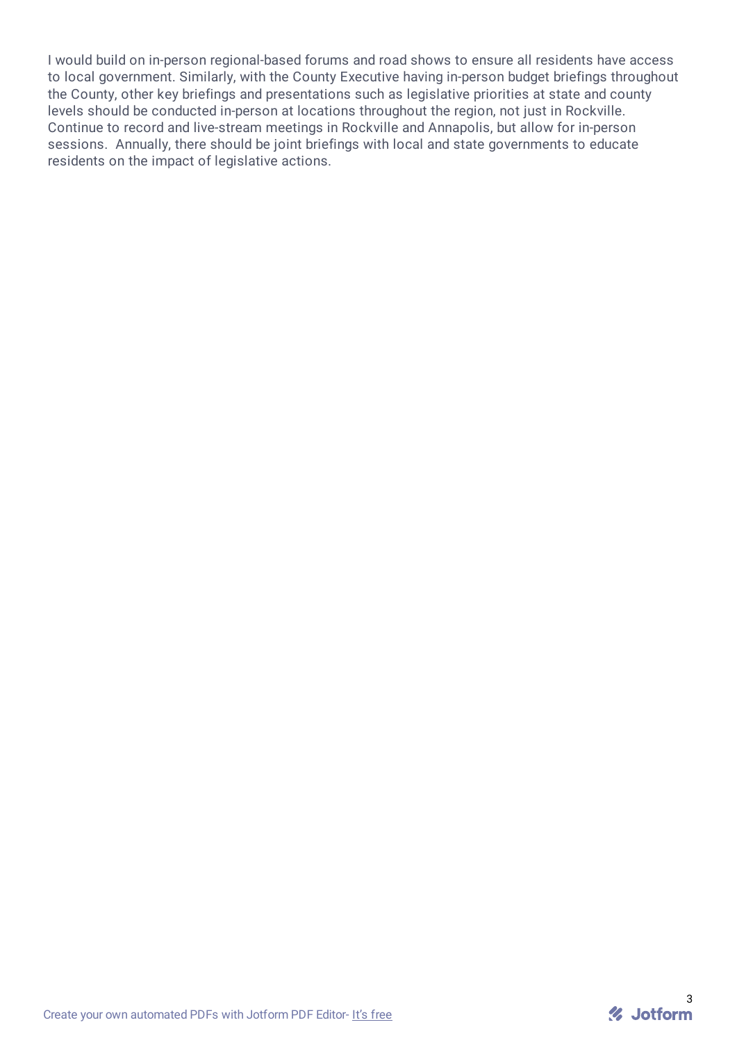I would build on in-person regional-based forums and road shows to ensure all residents have access to local government. Similarly, with the County Executive having in-person budget briefings throughout the County, other key briefings and presentations such as legislative priorities at state and county levels should be conducted in-person at locations throughout the region, not just in Rockville. Continue to record and live-stream meetings in Rockville and Annapolis, but allow for in-person sessions. Annually, there should be joint briefings with local and state governments to educate residents on the impact of legislative actions.